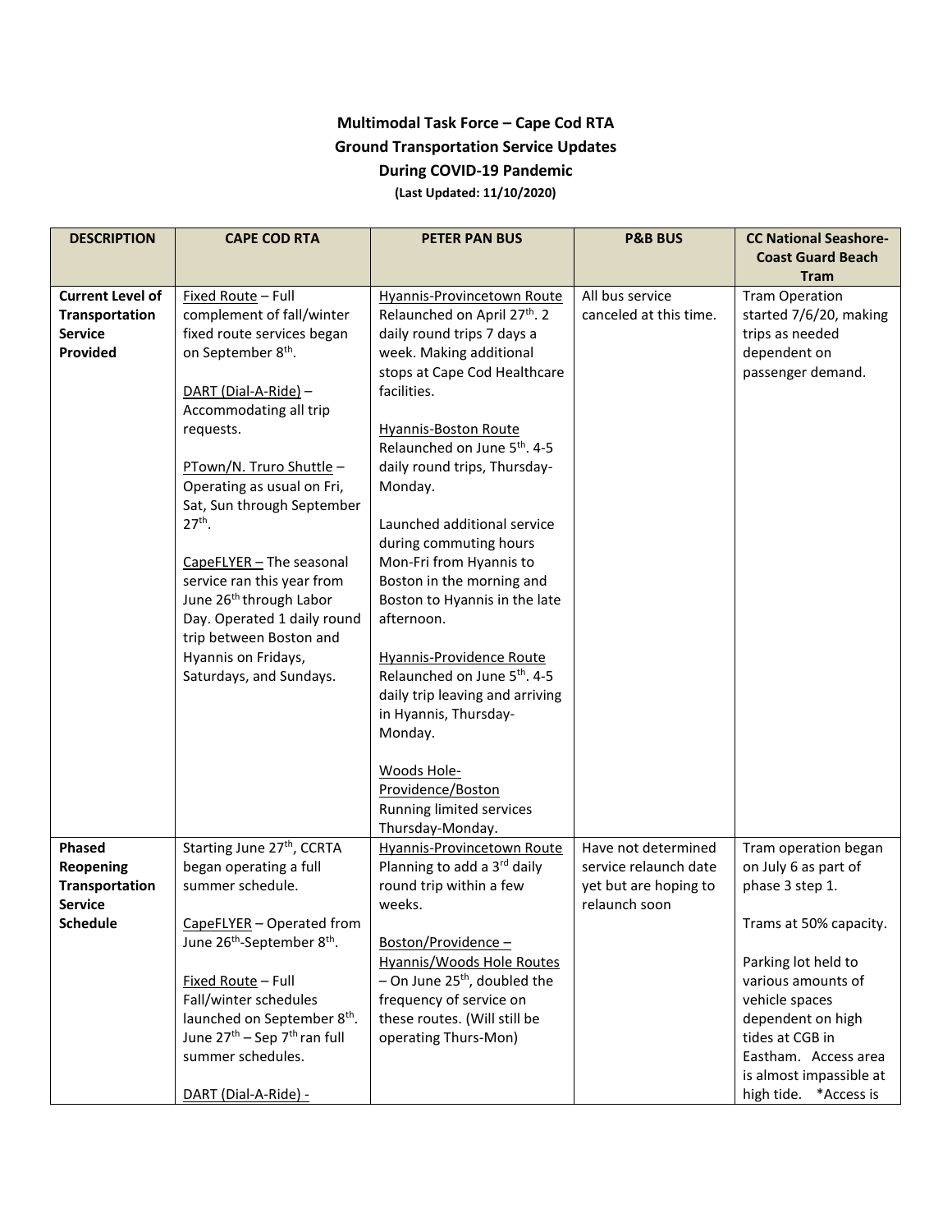**Multimodal Task Force – Cape Cod RTA**
**Ground Transportation Service Updates**
**During COVID-19 Pandemic**
**(Last Updated: 11/10/2020)**

| DESCRIPTION | CAPE COD RTA | PETER PAN BUS | P&B BUS | CC National Seashore-Coast Guard Beach Tram |
|---|---|---|---|---|
| **Current Level of Transportation Service Provided** | Fixed Route – Full complement of fall/winter fixed route services began on September 8th.<br><br>DART (Dial-A-Ride) – Accommodating all trip requests.<br><br>PTown/N. Truro Shuttle – Operating as usual on Fri, Sat, Sun through September 27th.<br><br>CapeFLYER – The seasonal service ran this year from June 26th through Labor Day. Operated 1 daily round trip between Boston and Hyannis on Fridays, Saturdays, and Sundays. | Hyannis-Provincetown Route Relaunched on April 27th. 2 daily round trips 7 days a week. Making additional stops at Cape Cod Healthcare facilities.<br><br>Hyannis-Boston Route Relaunched on June 5th. 4-5 daily round trips, Thursday-Monday.<br><br>Launched additional service during commuting hours Mon-Fri from Hyannis to Boston in the morning and Boston to Hyannis in the late afternoon.<br><br>Hyannis-Providence Route Relaunched on June 5th. 4-5 daily trip leaving and arriving in Hyannis, Thursday-Monday.<br><br>Woods Hole-Providence/Boston Running limited services Thursday-Monday. | All bus service canceled at this time. | Tram Operation started 7/6/20, making trips as needed dependent on passenger demand. |
| **Phased Reopening Transportation Service Schedule** | Starting June 27th, CCRTA began operating a full summer schedule.<br><br>CapeFLYER – Operated from June 26th-September 8th.<br><br>Fixed Route – Full Fall/winter schedules launched on September 8th. June 27th – Sep 7th ran full summer schedules.<br><br>DART (Dial-A-Ride) - | Hyannis-Provincetown Route Planning to add a 3rd daily round trip within a few weeks.<br><br>Boston/Providence – Hyannis/Woods Hole Routes – On June 25th, doubled the frequency of service on these routes. (Will still be operating Thurs-Mon) | Have not determined service relaunch date yet but are hoping to relaunch soon | Tram operation began on July 6 as part of phase 3 step 1.<br><br>Trams at 50% capacity.<br><br>Parking lot held to various amounts of vehicle spaces dependent on high tides at CGB in Eastham. Access area is almost impassible at high tide. *Access is |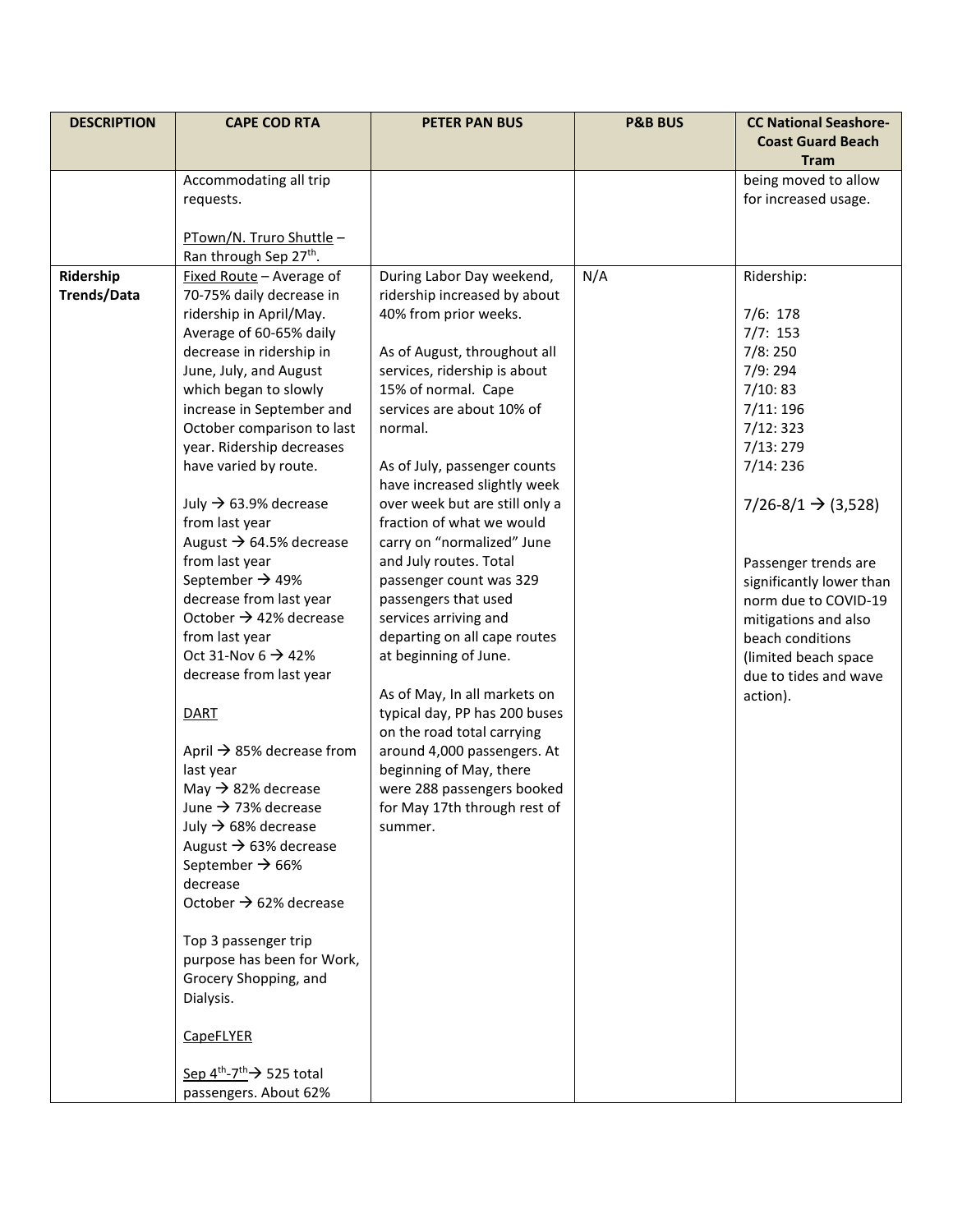| DESCRIPTION | CAPE COD RTA | PETER PAN BUS | P&B BUS | CC National Seashore-Coast Guard Beach Tram |
|---|---|---|---|---|
| | Accommodating all trip requests.<br><br>PTown/N. Truro Shuttle – Ran through Sep 27th. | | | being moved to allow for increased usage. |
| **Ridership Trends/Data** | Fixed Route – Average of 70-75% daily decrease in ridership in April/May. Average of 60-65% daily decrease in ridership in June, July, and August which began to slowly increase in September and October comparison to last year. Ridership decreases have varied by route.<br><br>July → 63.9% decrease from last year<br>August → 64.5% decrease from last year<br>September → 49% decrease from last year<br>October → 42% decrease from last year<br>Oct 31-Nov 6 → 42% decrease from last year<br><br>DART<br><br>April → 85% decrease from last year<br>May → 82% decrease<br>June → 73% decrease<br>July → 68% decrease<br>August → 63% decrease<br>September → 66% decrease<br>October → 62% decrease<br><br>Top 3 passenger trip purpose has been for Work, Grocery Shopping, and Dialysis.<br><br>CapeFLYER<br><br>Sep 4th-7th → 525 total passengers. About 62% | During Labor Day weekend, ridership increased by about 40% from prior weeks.<br><br>As of August, throughout all services, ridership is about 15% of normal. Cape services are about 10% of normal.<br><br>As of July, passenger counts have increased slightly week over week but are still only a fraction of what we would carry on "normalized" June and July routes. Total passenger count was 329 passengers that used services arriving and departing on all cape routes at beginning of June.<br><br>As of May, In all markets on typical day, PP has 200 buses on the road total carrying around 4,000 passengers. At beginning of May, there were 288 passengers booked for May 17th through rest of summer. | N/A | Ridership:<br><br>7/6: 178<br>7/7: 153<br>7/8: 250<br>7/9: 294<br>7/10: 83<br>7/11: 196<br>7/12: 323<br>7/13: 279<br>7/14: 236<br><br>7/26-8/1 → (3,528)<br><br>Passenger trends are significantly lower than norm due to COVID-19 mitigations and also beach conditions (limited beach space due to tides and wave action). |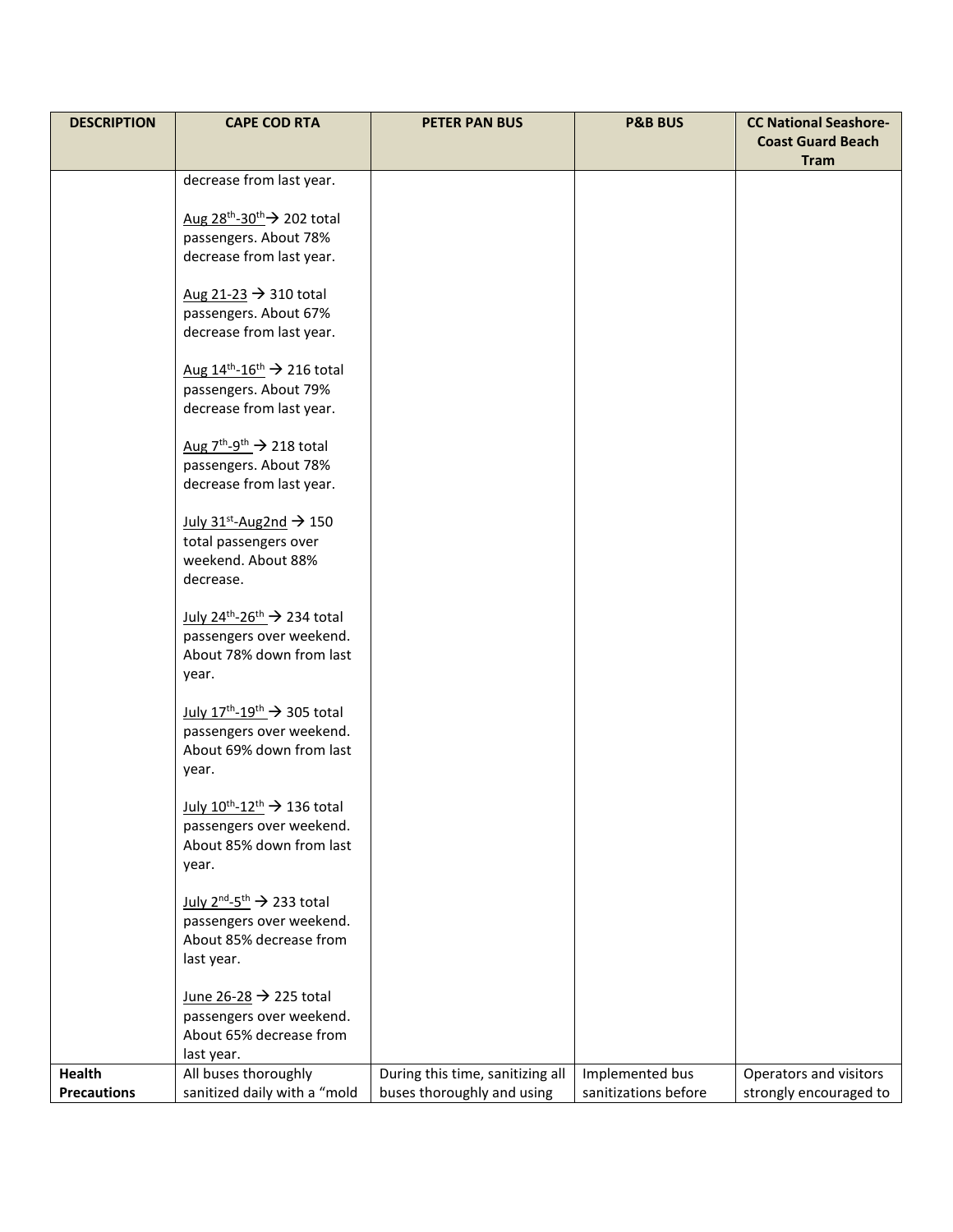| DESCRIPTION | CAPE COD RTA | PETER PAN BUS | P&B BUS | CC National Seashore-Coast Guard Beach Tram |
|---|---|---|---|---|
| | decrease from last year.<br><br>Aug 28th-30th → 202 total passengers. About 78% decrease from last year.<br><br>Aug 21-23 → 310 total passengers. About 67% decrease from last year.<br><br>Aug 14th-16th → 216 total passengers. About 79% decrease from last year.<br><br>Aug 7th-9th → 218 total passengers. About 78% decrease from last year.<br><br>July 31st-Aug2nd → 150 total passengers over weekend. About 88% decrease.<br><br>July 24th-26th → 234 total passengers over weekend. About 78% down from last year.<br><br>July 17th-19th → 305 total passengers over weekend. About 69% down from last year.<br><br>July 10th-12th → 136 total passengers over weekend. About 85% down from last year.<br><br>July 2nd-5th → 233 total passengers over weekend. About 85% decrease from last year.<br><br>June 26-28 → 225 total passengers over weekend. About 65% decrease from last year. | | | |
| **Health Precautions** | All buses thoroughly sanitized daily with a "mold | During this time, sanitizing all buses thoroughly and using | Implemented bus sanitizations before | Operators and visitors strongly encouraged to |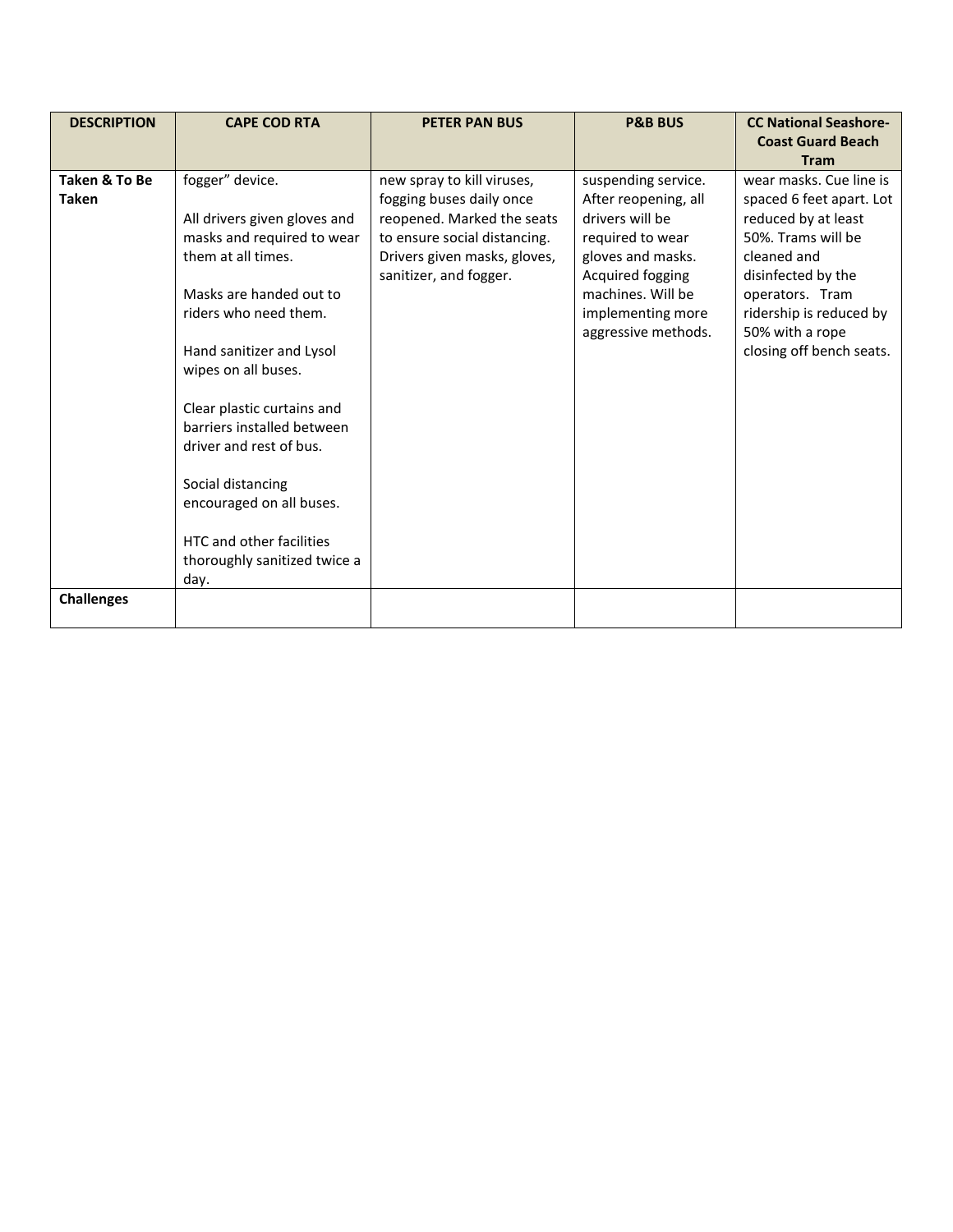| DESCRIPTION | CAPE COD RTA | PETER PAN BUS | P&B BUS | CC National Seashore-Coast Guard Beach Tram |
|---|---|---|---|---|
| **Taken & To Be Taken** | fogger" device.<br><br>All drivers given gloves and masks and required to wear them at all times.<br><br>Masks are handed out to riders who need them.<br><br>Hand sanitizer and Lysol wipes on all buses.<br><br>Clear plastic curtains and barriers installed between driver and rest of bus.<br><br>Social distancing encouraged on all buses.<br><br>HTC and other facilities thoroughly sanitized twice a day. | new spray to kill viruses, fogging buses daily once reopened. Marked the seats to ensure social distancing. Drivers given masks, gloves, sanitizer, and fogger. | suspending service. After reopening, all drivers will be required to wear gloves and masks. Acquired fogging machines. Will be implementing more aggressive methods. | wear masks. Cue line is spaced 6 feet apart. Lot reduced by at least 50%. Trams will be cleaned and disinfected by the operators. Tram ridership is reduced by 50% with a rope closing off bench seats. |
| **Challenges** | | | | |